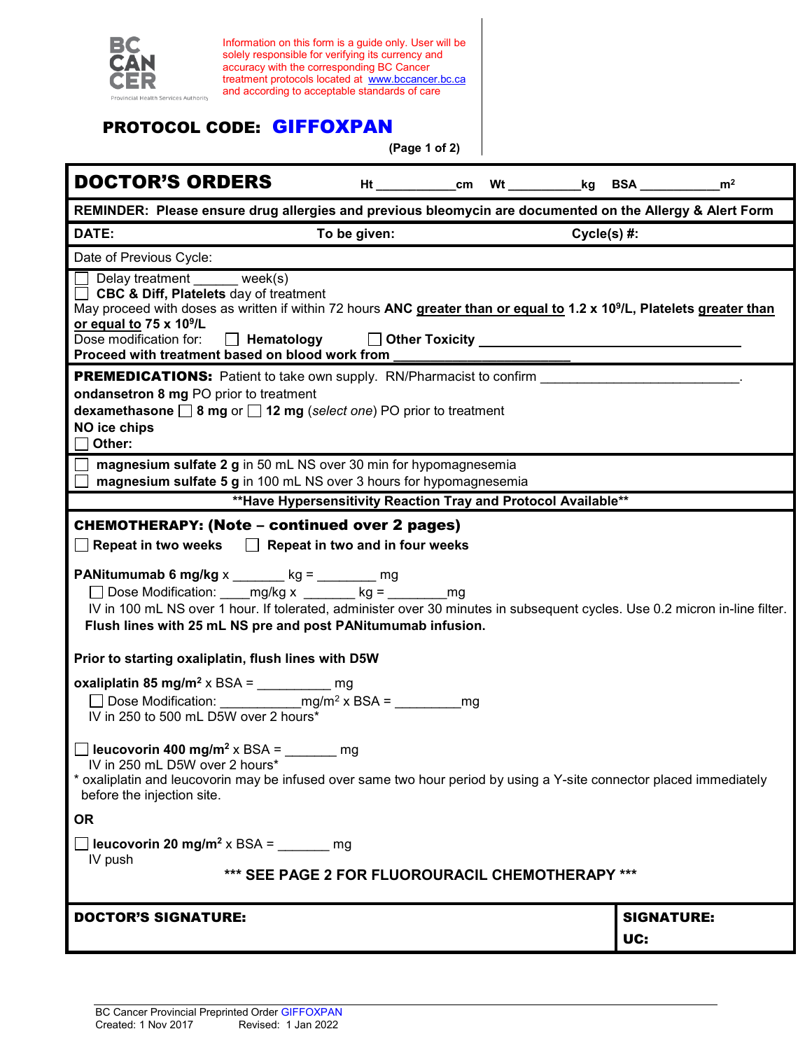BC CANCER
Provincial Health Services Authority

Information on this form is a guide only. User will be solely responsible for verifying its currency and accuracy with the corresponding BC Cancer treatment protocols located at www.bccancer.bc.ca and according to acceptable standards of care

## PROTOCOL CODE: GIFFOXPAN

(Page 1 of 2)

## DOCTOR'S ORDERS

Ht ___________cm Wt __________kg BSA ___________$m^2$

**REMINDER: Please ensure drug allergies and previous bleomycin are documented on the Allergy & Alert Form**

**DATE:** **To be given:** **Cycle(s) #:**

Date of Previous Cycle:

☐ Delay treatment ______ week(s)
☐ **CBC & Diff, Platelets** day of treatment
May proceed with doses as written if within 72 hours **ANC greater than or equal to 1.2 x $10^9$/L, Platelets greater than or equal to 75 x $10^9$/L**
Dose modification for: ☐ **Hematology** ☐ **Other Toxicity** ___________________________
**Proceed with treatment based on blood work from** ______________________

**PREMEDICATIONS:** Patient to take own supply. RN/Pharmacist to confirm ___________________________.
**ondansetron 8 mg** PO prior to treatment
**dexamethasone** ☐ **8 mg** or ☐ **12 mg** (*select one*) PO prior to treatment
**NO ice chips**
☐ **Other:**

☐ **magnesium sulfate 2 g** in 50 mL NS over 30 min for hypomagnesemia
☐ **magnesium sulfate 5 g** in 100 mL NS over 3 hours for hypomagnesemia

**\*\*Have Hypersensitivity Reaction Tray and Protocol Available\*\***

**CHEMOTHERAPY: (Note – continued over 2 pages)**
☐ **Repeat in two weeks** ☐ **Repeat in two and in four weeks**

**PANitumumab 6 mg/kg** x _______ kg = ________ mg
☐ Dose Modification: ____mg/kg x _______ kg = ________mg
IV in 100 mL NS over 1 hour. If tolerated, administer over 30 minutes in subsequent cycles. Use 0.2 micron in-line filter.
**Flush lines with 25 mL NS pre and post PANitumumab infusion.**

**Prior to starting oxaliplatin, flush lines with D5W**

**oxaliplatin 85 mg/$m^2$** x BSA = __________ mg
☐ Dose Modification: ___________mg/$m^2$ x BSA = _________mg
IV in 250 to 500 mL D5W over 2 hours*

☐ **leucovorin 400 mg/$m^2$** x BSA = _______ mg
IV in 250 mL D5W over 2 hours*
\* oxaliplatin and leucovorin may be infused over same two hour period by using a Y-site connector placed immediately before the injection site.

**OR**

☐ **leucovorin 20 mg/$m^2$** x BSA = _______ mg
IV push

**\*\*\* SEE PAGE 2 FOR FLUOROURACIL CHEMOTHERAPY \*\*\***

| DOCTOR'S SIGNATURE: | SIGNATURE: UC: |
|---|---|

BC Cancer Provincial Preprinted Order GIFFOXPAN
Created: 1 Nov 2017 Revised: 1 Jan 2022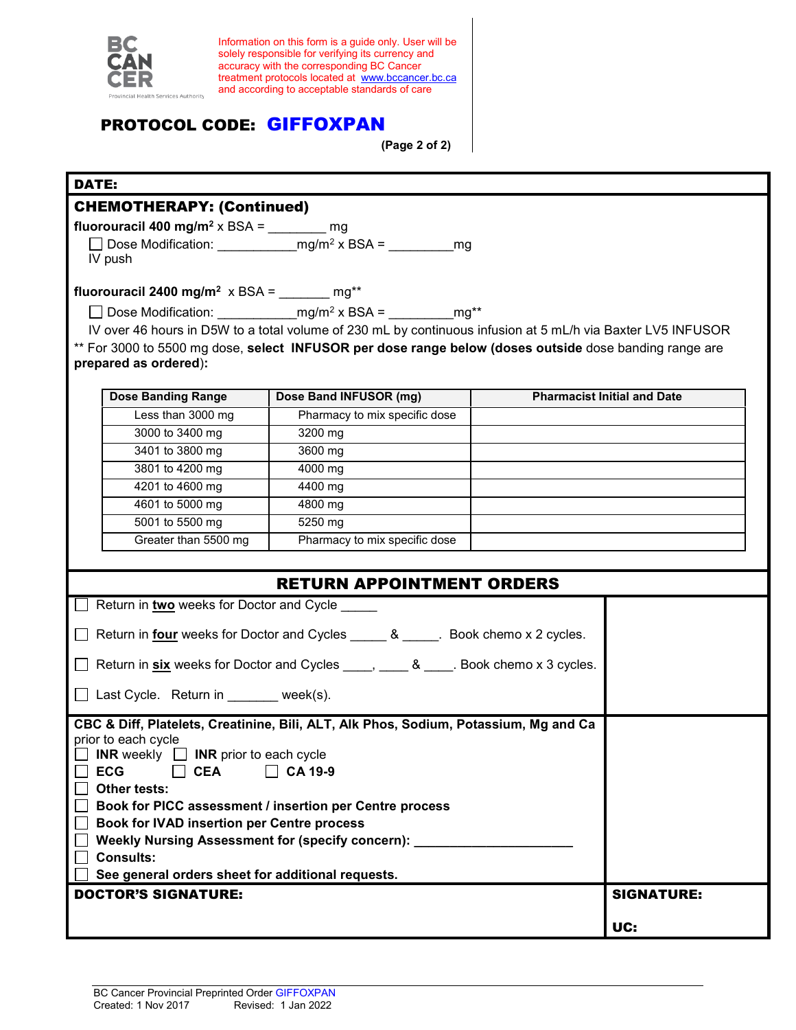BC CANCER
Provincial Health Services Authority

Information on this form is a guide only. User will be solely responsible for verifying its currency and accuracy with the corresponding BC Cancer treatment protocols located at www.bccancer.bc.ca and according to acceptable standards of care

## PROTOCOL CODE: GIFFOXPAN

(Page 2 of 2)

**DATE:**

### CHEMOTHERAPY: (Continued)

**fluorouracil 400 mg/m$^2$** x BSA = ________ mg

☐ Dose Modification: ___________mg/m$^2$ x BSA = _________mg

IV push

**fluorouracil 2400 mg/m$^2$** x BSA = _______ mg**

☐ Dose Modification: ___________mg/m$^2$ x BSA = _________mg**

IV over 46 hours in D5W to a total volume of 230 mL by continuous infusion at 5 mL/h via Baxter LV5 INFUSOR

** For 3000 to 5500 mg dose, **select INFUSOR per dose range below (doses outside** dose banding range are **prepared as ordered)**:

| Dose Banding Range | Dose Band INFUSOR (mg) | Pharmacist Initial and Date |
|---|---|---|
| Less than 3000 mg | Pharmacy to mix specific dose | |
| 3000 to 3400 mg | 3200 mg | |
| 3401 to 3800 mg | 3600 mg | |
| 3801 to 4200 mg | 4000 mg | |
| 4201 to 4600 mg | 4400 mg | |
| 4601 to 5000 mg | 4800 mg | |
| 5001 to 5500 mg | 5250 mg | |
| Greater than 5500 mg | Pharmacy to mix specific dose | |

### RETURN APPOINTMENT ORDERS

☐ Return in **two** weeks for Doctor and Cycle _____

☐ Return in **four** weeks for Doctor and Cycles _____ & _____. Book chemo x 2 cycles.

☐ Return in **six** weeks for Doctor and Cycles ____, ____ & ____. Book chemo x 3 cycles.

☐ Last Cycle. Return in _______ week(s).

**CBC & Diff, Platelets, Creatinine, Bili, ALT, Alk Phos, Sodium, Potassium, Mg and Ca** prior to each cycle

☐ **INR** weekly ☐ **INR** prior to each cycle

☐ **ECG** ☐ **CEA** ☐ **CA 19-9**

☐ **Other tests:**

☐ **Book for PICC assessment / insertion per Centre process**

☐ **Book for IVAD insertion per Centre process**

☐ **Weekly Nursing Assessment for (specify concern):** ______________________

☐ **Consults:**

☐ **See general orders sheet for additional requests.**

**DOCTOR'S SIGNATURE:**

**SIGNATURE:**

**UC:**

BC Cancer Provincial Preprinted Order GIFFOXPAN
Created: 1 Nov 2017 Revised: 1 Jan 2022